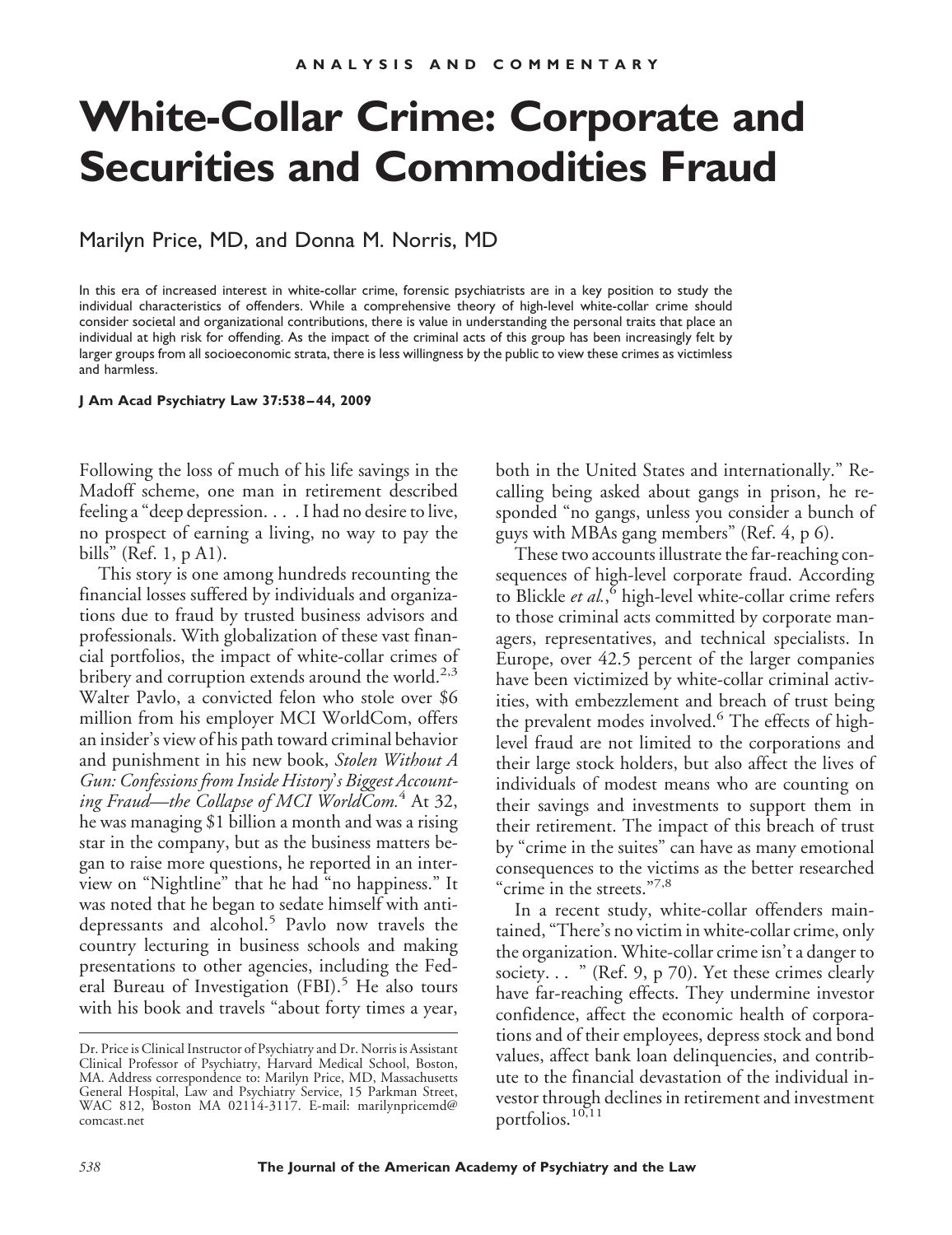ANALYSIS AND COMMENTARY

# White-Collar Crime: Corporate and Securities and Commodities Fraud

Marilyn Price, MD, and Donna M. Norris, MD

In this era of increased interest in white-collar crime, forensic psychiatrists are in a key position to study the individual characteristics of offenders. While a comprehensive theory of high-level white-collar crime should consider societal and organizational contributions, there is value in understanding the personal traits that place an individual at high risk for offending. As the impact of the criminal acts of this group has been increasingly felt by larger groups from all socioeconomic strata, there is less willingness by the public to view these crimes as victimless and harmless.

**J Am Acad Psychiatry Law 37:538–44, 2009**

Following the loss of much of his life savings in the Madoff scheme, one man in retirement described feeling a "deep depression. . . . I had no desire to live, no prospect of earning a living, no way to pay the bills" (Ref. 1, p A1).

This story is one among hundreds recounting the financial losses suffered by individuals and organizations due to fraud by trusted business advisors and professionals. With globalization of these vast financial portfolios, the impact of white-collar crimes of bribery and corruption extends around the world.[2,3] Walter Pavlo, a convicted felon who stole over $6 million from his employer MCI WorldCom, offers an insider's view of his path toward criminal behavior and punishment in his new book, *Stolen Without A Gun: Confessions from Inside History's Biggest Accounting Fraud—the Collapse of MCI WorldCom.*[4] At 32, he was managing $1 billion a month and was a rising star in the company, but as the business matters began to raise more questions, he reported in an interview on "Nightline" that he had "no happiness." It was noted that he began to sedate himself with antidepressants and alcohol.[5] Pavlo now travels the country lecturing in business schools and making presentations to other agencies, including the Federal Bureau of Investigation (FBI).[5] He also tours with his book and travels "about forty times a year, both in the United States and internationally." Recalling being asked about gangs in prison, he responded "no gangs, unless you consider a bunch of guys with MBAs gang members" (Ref. 4, p 6).

These two accounts illustrate the far-reaching consequences of high-level corporate fraud. According to Blickle *et al.*,[6] high-level white-collar crime refers to those criminal acts committed by corporate managers, representatives, and technical specialists. In Europe, over 42.5 percent of the larger companies have been victimized by white-collar criminal activities, with embezzlement and breach of trust being the prevalent modes involved.[6] The effects of high-level fraud are not limited to the corporations and their large stock holders, but also affect the lives of individuals of modest means who are counting on their savings and investments to support them in their retirement. The impact of this breach of trust by "crime in the suites" can have as many emotional consequences to the victims as the better researched "crime in the streets."[7,8]

In a recent study, white-collar offenders maintained, "There's no victim in white-collar crime, only the organization. White-collar crime isn't a danger to society. . . " (Ref. 9, p 70). Yet these crimes clearly have far-reaching effects. They undermine investor confidence, affect the economic health of corporations and of their employees, depress stock and bond values, affect bank loan delinquencies, and contribute to the financial devastation of the individual investor through declines in retirement and investment portfolios.[10,11]

Dr. Price is Clinical Instructor of Psychiatry and Dr. Norris is Assistant Clinical Professor of Psychiatry, Harvard Medical School, Boston, MA. Address correspondence to: Marilyn Price, MD, Massachusetts General Hospital, Law and Psychiatry Service, 15 Parkman Street, WAC 812, Boston MA 02114-3117. E-mail: marilynpricemd@comcast.net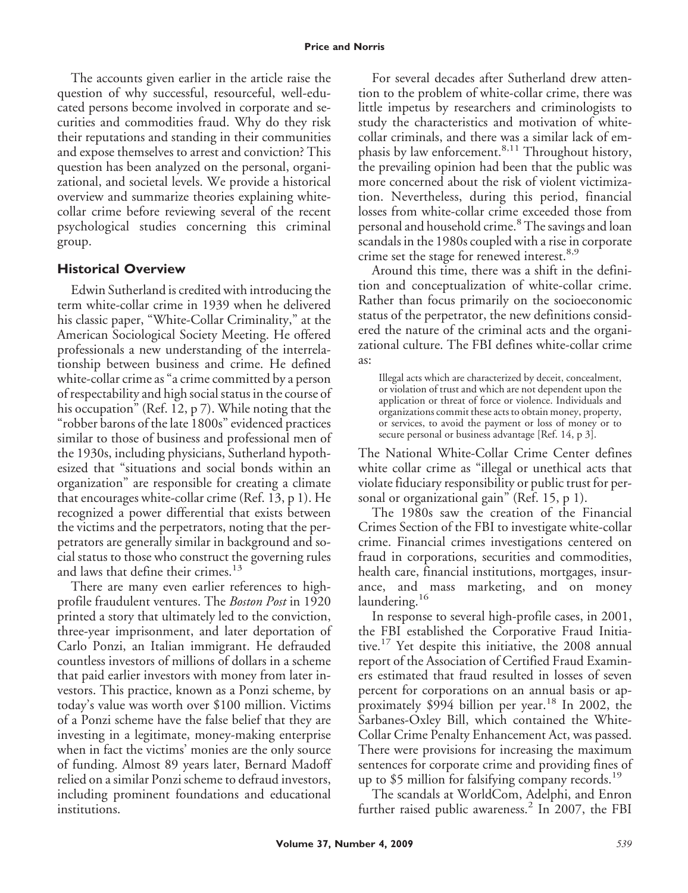The accounts given earlier in the article raise the question of why successful, resourceful, well-educated persons become involved in corporate and securities and commodities fraud. Why do they risk their reputations and standing in their communities and expose themselves to arrest and conviction? This question has been analyzed on the personal, organizational, and societal levels. We provide a historical overview and summarize theories explaining white-collar crime before reviewing several of the recent psychological studies concerning this criminal group.

## Historical Overview

Edwin Sutherland is credited with introducing the term white-collar crime in 1939 when he delivered his classic paper, "White-Collar Criminality," at the American Sociological Society Meeting. He offered professionals a new understanding of the interrelationship between business and crime. He defined white-collar crime as "a crime committed by a person of respectability and high social status in the course of his occupation" (Ref. 12, p 7). While noting that the "robber barons of the late 1800s" evidenced practices similar to those of business and professional men of the 1930s, including physicians, Sutherland hypothesized that "situations and social bonds within an organization" are responsible for creating a climate that encourages white-collar crime (Ref. 13, p 1). He recognized a power differential that exists between the victims and the perpetrators, noting that the perpetrators are generally similar in background and social status to those who construct the governing rules and laws that define their crimes.[13]

There are many even earlier references to high-profile fraudulent ventures. The *Boston Post* in 1920 printed a story that ultimately led to the conviction, three-year imprisonment, and later deportation of Carlo Ponzi, an Italian immigrant. He defrauded countless investors of millions of dollars in a scheme that paid earlier investors with money from later investors. This practice, known as a Ponzi scheme, by today's value was worth over $100 million. Victims of a Ponzi scheme have the false belief that they are investing in a legitimate, money-making enterprise when in fact the victims' monies are the only source of funding. Almost 89 years later, Bernard Madoff relied on a similar Ponzi scheme to defraud investors, including prominent foundations and educational institutions.

For several decades after Sutherland drew attention to the problem of white-collar crime, there was little impetus by researchers and criminologists to study the characteristics and motivation of white-collar criminals, and there was a similar lack of emphasis by law enforcement.[8,11] Throughout history, the prevailing opinion had been that the public was more concerned about the risk of violent victimization. Nevertheless, during this period, financial losses from white-collar crime exceeded those from personal and household crime.[8] The savings and loan scandals in the 1980s coupled with a rise in corporate crime set the stage for renewed interest.[8,9]

Around this time, there was a shift in the definition and conceptualization of white-collar crime. Rather than focus primarily on the socioeconomic status of the perpetrator, the new definitions considered the nature of the criminal acts and the organizational culture. The FBI defines white-collar crime as:

> Illegal acts which are characterized by deceit, concealment, or violation of trust and which are not dependent upon the application or threat of force or violence. Individuals and organizations commit these acts to obtain money, property, or services, to avoid the payment or loss of money or to secure personal or business advantage [Ref. 14, p 3].

The National White-Collar Crime Center defines white collar crime as "illegal or unethical acts that violate fiduciary responsibility or public trust for personal or organizational gain" (Ref. 15, p 1).

The 1980s saw the creation of the Financial Crimes Section of the FBI to investigate white-collar crime. Financial crimes investigations centered on fraud in corporations, securities and commodities, health care, financial institutions, mortgages, insurance, and mass marketing, and on money laundering.[16]

In response to several high-profile cases, in 2001, the FBI established the Corporative Fraud Initiative.[17] Yet despite this initiative, the 2008 annual report of the Association of Certified Fraud Examiners estimated that fraud resulted in losses of seven percent for corporations on an annual basis or approximately $994 billion per year.[18] In 2002, the Sarbanes-Oxley Bill, which contained the White-Collar Crime Penalty Enhancement Act, was passed. There were provisions for increasing the maximum sentences for corporate crime and providing fines of up to $5 million for falsifying company records.[19]

The scandals at WorldCom, Adelphi, and Enron further raised public awareness.[2] In 2007, the FBI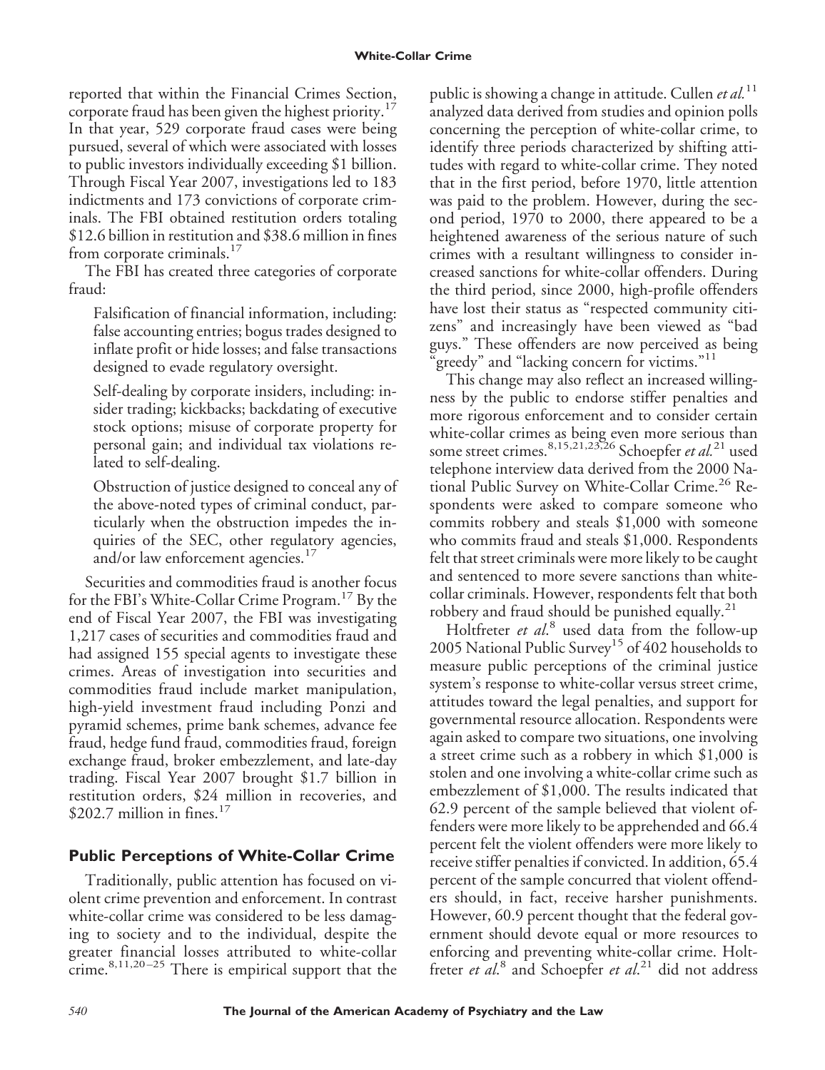reported that within the Financial Crimes Section, corporate fraud has been given the highest priority.[17] In that year, 529 corporate fraud cases were being pursued, several of which were associated with losses to public investors individually exceeding $1 billion. Through Fiscal Year 2007, investigations led to 183 indictments and 173 convictions of corporate criminals. The FBI obtained restitution orders totaling $12.6 billion in restitution and $38.6 million in fines from corporate criminals.[17]

The FBI has created three categories of corporate fraud:

> Falsification of financial information, including: false accounting entries; bogus trades designed to inflate profit or hide losses; and false transactions designed to evade regulatory oversight.
>
> Self-dealing by corporate insiders, including: insider trading; kickbacks; backdating of executive stock options; misuse of corporate property for personal gain; and individual tax violations related to self-dealing.
>
> Obstruction of justice designed to conceal any of the above-noted types of criminal conduct, particularly when the obstruction impedes the inquiries of the SEC, other regulatory agencies, and/or law enforcement agencies.[17]

Securities and commodities fraud is another focus for the FBI's White-Collar Crime Program.[17] By the end of Fiscal Year 2007, the FBI was investigating 1,217 cases of securities and commodities fraud and had assigned 155 special agents to investigate these crimes. Areas of investigation into securities and commodities fraud include market manipulation, high-yield investment fraud including Ponzi and pyramid schemes, prime bank schemes, advance fee fraud, hedge fund fraud, commodities fraud, foreign exchange fraud, broker embezzlement, and late-day trading. Fiscal Year 2007 brought $1.7 billion in restitution orders, $24 million in recoveries, and $202.7 million in fines.[17]

## Public Perceptions of White-Collar Crime

Traditionally, public attention has focused on violent crime prevention and enforcement. In contrast white-collar crime was considered to be less damaging to society and to the individual, despite the greater financial losses attributed to white-collar crime.[8,11,20–25] There is empirical support that the public is showing a change in attitude. Cullen *et al.*[11] analyzed data derived from studies and opinion polls concerning the perception of white-collar crime, to identify three periods characterized by shifting attitudes with regard to white-collar crime. They noted that in the first period, before 1970, little attention was paid to the problem. However, during the second period, 1970 to 2000, there appeared to be a heightened awareness of the serious nature of such crimes with a resultant willingness to consider increased sanctions for white-collar offenders. During the third period, since 2000, high-profile offenders have lost their status as "respected community citizens" and increasingly have been viewed as "bad guys." These offenders are now perceived as being "greedy" and "lacking concern for victims."[11]

This change may also reflect an increased willingness by the public to endorse stiffer penalties and more rigorous enforcement and to consider certain white-collar crimes as being even more serious than some street crimes.[8,15,21,23,26] Schoepfer *et al.*[21] used telephone interview data derived from the 2000 National Public Survey on White-Collar Crime.[26] Respondents were asked to compare someone who commits robbery and steals $1,000 with someone who commits fraud and steals $1,000. Respondents felt that street criminals were more likely to be caught and sentenced to more severe sanctions than white-collar criminals. However, respondents felt that both robbery and fraud should be punished equally.[21]

Holtfreter *et al.*[8] used data from the follow-up 2005 National Public Survey[15] of 402 households to measure public perceptions of the criminal justice system's response to white-collar versus street crime, attitudes toward the legal penalties, and support for governmental resource allocation. Respondents were again asked to compare two situations, one involving a street crime such as a robbery in which $1,000 is stolen and one involving a white-collar crime such as embezzlement of $1,000. The results indicated that 62.9 percent of the sample believed that violent offenders were more likely to be apprehended and 66.4 percent felt the violent offenders were more likely to receive stiffer penalties if convicted. In addition, 65.4 percent of the sample concurred that violent offenders should, in fact, receive harsher punishments. However, 60.9 percent thought that the federal government should devote equal or more resources to enforcing and preventing white-collar crime. Holtfreter *et al.*[8] and Schoepfer *et al.*[21] did not address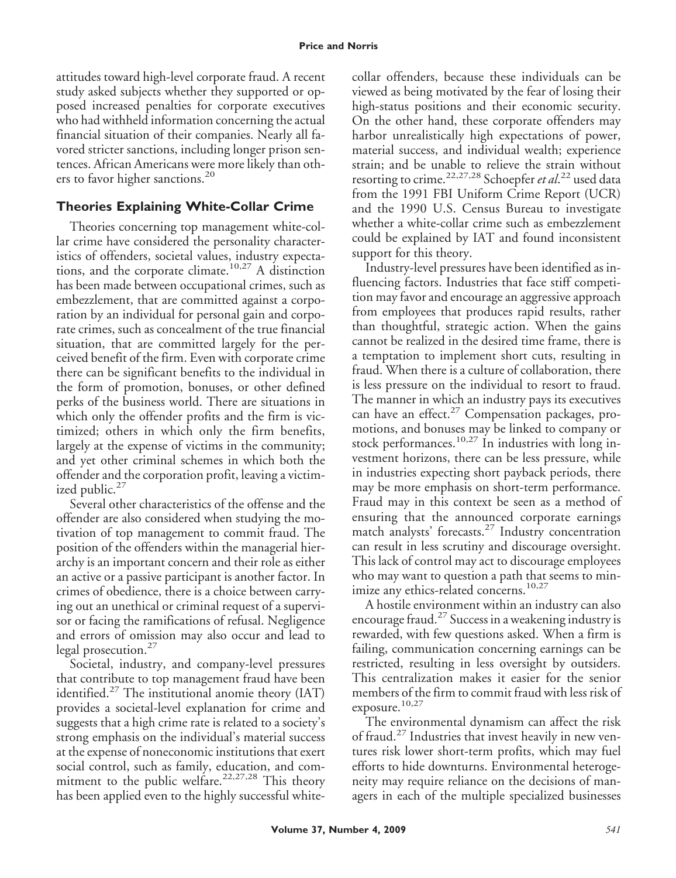attitudes toward high-level corporate fraud. A recent study asked subjects whether they supported or opposed increased penalties for corporate executives who had withheld information concerning the actual financial situation of their companies. Nearly all favored stricter sanctions, including longer prison sentences. African Americans were more likely than others to favor higher sanctions.[20]

## Theories Explaining White-Collar Crime

Theories concerning top management white-collar crime have considered the personality characteristics of offenders, societal values, industry expectations, and the corporate climate.[10,27] A distinction has been made between occupational crimes, such as embezzlement, that are committed against a corporation by an individual for personal gain and corporate crimes, such as concealment of the true financial situation, that are committed largely for the perceived benefit of the firm. Even with corporate crime there can be significant benefits to the individual in the form of promotion, bonuses, or other defined perks of the business world. There are situations in which only the offender profits and the firm is victimized; others in which only the firm benefits, largely at the expense of victims in the community; and yet other criminal schemes in which both the offender and the corporation profit, leaving a victimized public.[27]

Several other characteristics of the offense and the offender are also considered when studying the motivation of top management to commit fraud. The position of the offenders within the managerial hierarchy is an important concern and their role as either an active or a passive participant is another factor. In crimes of obedience, there is a choice between carrying out an unethical or criminal request of a supervisor or facing the ramifications of refusal. Negligence and errors of omission may also occur and lead to legal prosecution.[27]

Societal, industry, and company-level pressures that contribute to top management fraud have been identified.[27] The institutional anomie theory (IAT) provides a societal-level explanation for crime and suggests that a high crime rate is related to a society's strong emphasis on the individual's material success at the expense of noneconomic institutions that exert social control, such as family, education, and commitment to the public welfare.[22,27,28] This theory has been applied even to the highly successful white-collar offenders, because these individuals can be viewed as being motivated by the fear of losing their high-status positions and their economic security. On the other hand, these corporate offenders may harbor unrealistically high expectations of power, material success, and individual wealth; experience strain; and be unable to relieve the strain without resorting to crime.[22,27,28] Schoepfer *et al.*[22] used data from the 1991 FBI Uniform Crime Report (UCR) and the 1990 U.S. Census Bureau to investigate whether a white-collar crime such as embezzlement could be explained by IAT and found inconsistent support for this theory.

Industry-level pressures have been identified as influencing factors. Industries that face stiff competition may favor and encourage an aggressive approach from employees that produces rapid results, rather than thoughtful, strategic action. When the gains cannot be realized in the desired time frame, there is a temptation to implement short cuts, resulting in fraud. When there is a culture of collaboration, there is less pressure on the individual to resort to fraud. The manner in which an industry pays its executives can have an effect.[27] Compensation packages, promotions, and bonuses may be linked to company or stock performances.[10,27] In industries with long investment horizons, there can be less pressure, while in industries expecting short payback periods, there may be more emphasis on short-term performance. Fraud may in this context be seen as a method of ensuring that the announced corporate earnings match analysts' forecasts.[27] Industry concentration can result in less scrutiny and discourage oversight. This lack of control may act to discourage employees who may want to question a path that seems to minimize any ethics-related concerns.[10,27]

A hostile environment within an industry can also encourage fraud.[27] Success in a weakening industry is rewarded, with few questions asked. When a firm is failing, communication concerning earnings can be restricted, resulting in less oversight by outsiders. This centralization makes it easier for the senior members of the firm to commit fraud with less risk of exposure.[10,27]

The environmental dynamism can affect the risk of fraud.[27] Industries that invest heavily in new ventures risk lower short-term profits, which may fuel efforts to hide downturns. Environmental heterogeneity may require reliance on the decisions of managers in each of the multiple specialized businesses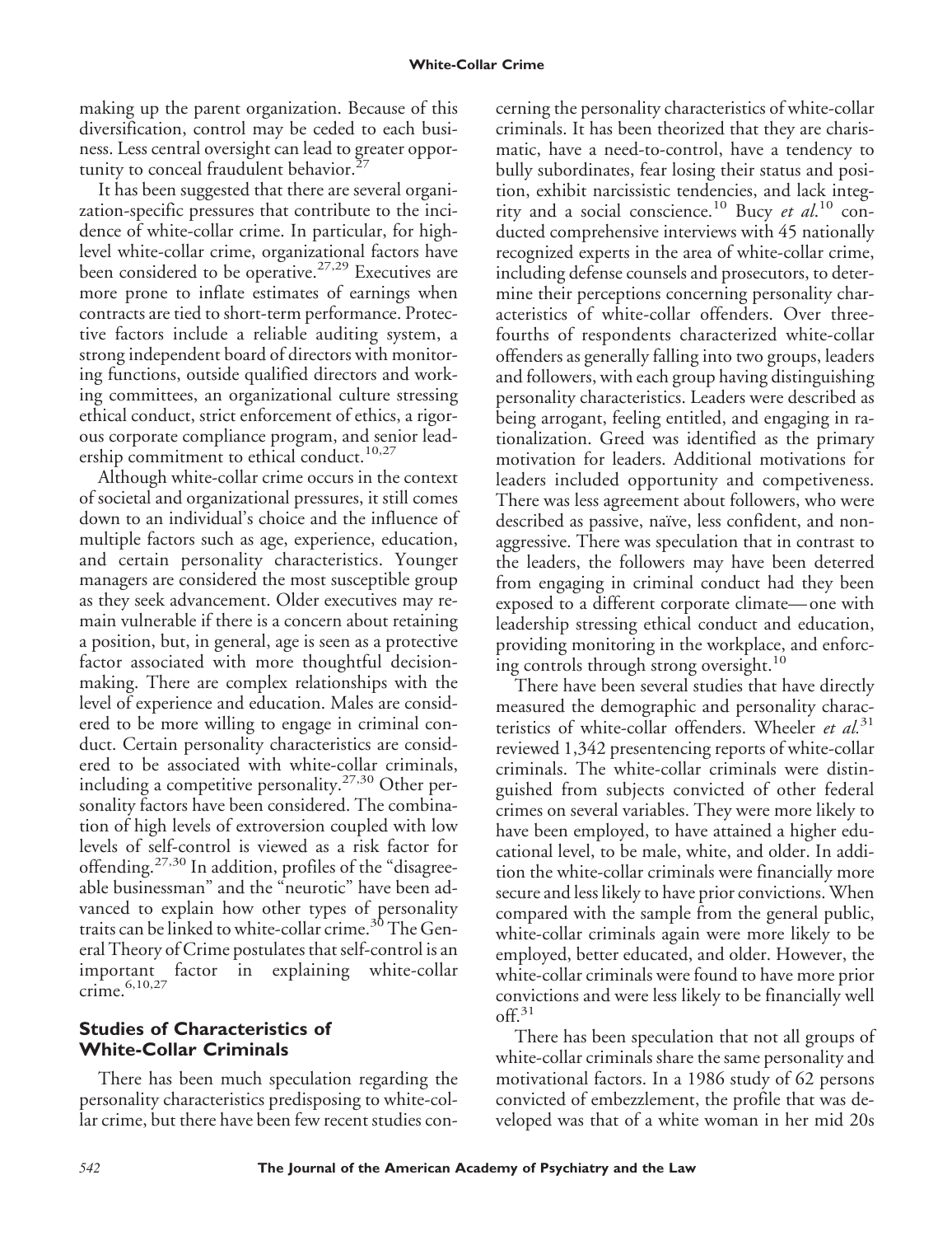making up the parent organization. Because of this diversification, control may be ceded to each business. Less central oversight can lead to greater opportunity to conceal fraudulent behavior.[27]

It has been suggested that there are several organization-specific pressures that contribute to the incidence of white-collar crime. In particular, for high-level white-collar crime, organizational factors have been considered to be operative.[27,29] Executives are more prone to inflate estimates of earnings when contracts are tied to short-term performance. Protective factors include a reliable auditing system, a strong independent board of directors with monitoring functions, outside qualified directors and working committees, an organizational culture stressing ethical conduct, strict enforcement of ethics, a rigorous corporate compliance program, and senior leadership commitment to ethical conduct.[10,27]

Although white-collar crime occurs in the context of societal and organizational pressures, it still comes down to an individual's choice and the influence of multiple factors such as age, experience, education, and certain personality characteristics. Younger managers are considered the most susceptible group as they seek advancement. Older executives may remain vulnerable if there is a concern about retaining a position, but, in general, age is seen as a protective factor associated with more thoughtful decision-making. There are complex relationships with the level of experience and education. Males are considered to be more willing to engage in criminal conduct. Certain personality characteristics are considered to be associated with white-collar criminals, including a competitive personality.[27,30] Other personality factors have been considered. The combination of high levels of extroversion coupled with low levels of self-control is viewed as a risk factor for offending.[27,30] In addition, profiles of the "disagreeable businessman" and the "neurotic" have been advanced to explain how other types of personality traits can be linked to white-collar crime.[30] The General Theory of Crime postulates that self-control is an important factor in explaining white-collar crime.[6,10,27]

## Studies of Characteristics of White-Collar Criminals

There has been much speculation regarding the personality characteristics predisposing to white-collar crime, but there have been few recent studies concerning the personality characteristics of white-collar criminals. It has been theorized that they are charismatic, have a need-to-control, have a tendency to bully subordinates, fear losing their status and position, exhibit narcissistic tendencies, and lack integrity and a social conscience.[10] Bucy *et al.*[10] conducted comprehensive interviews with 45 nationally recognized experts in the area of white-collar crime, including defense counsels and prosecutors, to determine their perceptions concerning personality characteristics of white-collar offenders. Over three-fourths of respondents characterized white-collar offenders as generally falling into two groups, leaders and followers, with each group having distinguishing personality characteristics. Leaders were described as being arrogant, feeling entitled, and engaging in rationalization. Greed was identified as the primary motivation for leaders. Additional motivations for leaders included opportunity and competiveness. There was less agreement about followers, who were described as passive, naïve, less confident, and non-aggressive. There was speculation that in contrast to the leaders, the followers may have been deterred from engaging in criminal conduct had they been exposed to a different corporate climate—one with leadership stressing ethical conduct and education, providing monitoring in the workplace, and enforcing controls through strong oversight.[10]

There have been several studies that have directly measured the demographic and personality characteristics of white-collar offenders. Wheeler *et al.*[31] reviewed 1,342 presentencing reports of white-collar criminals. The white-collar criminals were distinguished from subjects convicted of other federal crimes on several variables. They were more likely to have been employed, to have attained a higher educational level, to be male, white, and older. In addition the white-collar criminals were financially more secure and less likely to have prior convictions. When compared with the sample from the general public, white-collar criminals again were more likely to be employed, better educated, and older. However, the white-collar criminals were found to have more prior convictions and were less likely to be financially well off.[31]

There has been speculation that not all groups of white-collar criminals share the same personality and motivational factors. In a 1986 study of 62 persons convicted of embezzlement, the profile that was developed was that of a white woman in her mid 20s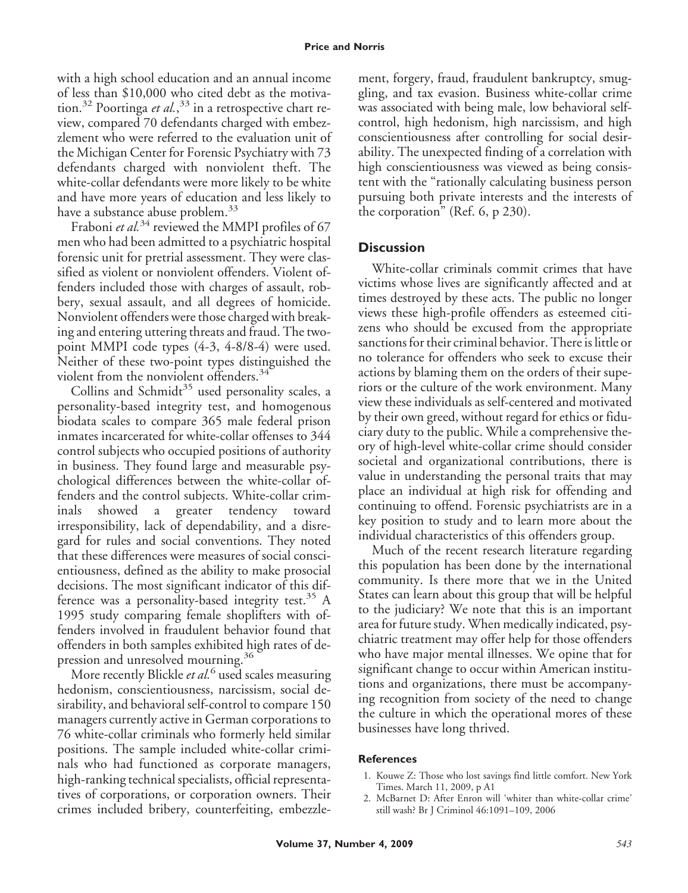with a high school education and an annual income of less than $10,000 who cited debt as the motivation.[32] Poortinga *et al.*,[33] in a retrospective chart review, compared 70 defendants charged with embezzlement who were referred to the evaluation unit of the Michigan Center for Forensic Psychiatry with 73 defendants charged with nonviolent theft. The white-collar defendants were more likely to be white and have more years of education and less likely to have a substance abuse problem.[33]

Fraboni *et al.*[34] reviewed the MMPI profiles of 67 men who had been admitted to a psychiatric hospital forensic unit for pretrial assessment. They were classified as violent or nonviolent offenders. Violent offenders included those with charges of assault, robbery, sexual assault, and all degrees of homicide. Nonviolent offenders were those charged with breaking and entering uttering threats and fraud. The two-point MMPI code types (4-3, 4-8/8-4) were used. Neither of these two-point types distinguished the violent from the nonviolent offenders.[34]

Collins and Schmidt[35] used personality scales, a personality-based integrity test, and homogenous biodata scales to compare 365 male federal prison inmates incarcerated for white-collar offenses to 344 control subjects who occupied positions of authority in business. They found large and measurable psychological differences between the white-collar offenders and the control subjects. White-collar criminals showed a greater tendency toward irresponsibility, lack of dependability, and a disregard for rules and social conventions. They noted that these differences were measures of social conscientiousness, defined as the ability to make prosocial decisions. The most significant indicator of this difference was a personality-based integrity test.[35] A 1995 study comparing female shoplifters with offenders involved in fraudulent behavior found that offenders in both samples exhibited high rates of depression and unresolved mourning.[36]

More recently Blickle *et al.*[6] used scales measuring hedonism, conscientiousness, narcissism, social desirability, and behavioral self-control to compare 150 managers currently active in German corporations to 76 white-collar criminals who formerly held similar positions. The sample included white-collar criminals who had functioned as corporate managers, high-ranking technical specialists, official representatives of corporations, or corporation owners. Their crimes included bribery, counterfeiting, embezzlement, forgery, fraud, fraudulent bankruptcy, smuggling, and tax evasion. Business white-collar crime was associated with being male, low behavioral self-control, high hedonism, high narcissism, and high conscientiousness after controlling for social desirability. The unexpected finding of a correlation with high conscientiousness was viewed as being consistent with the "rationally calculating business person pursuing both private interests and the interests of the corporation" (Ref. 6, p 230).

## Discussion

White-collar criminals commit crimes that have victims whose lives are significantly affected and at times destroyed by these acts. The public no longer views these high-profile offenders as esteemed citizens who should be excused from the appropriate sanctions for their criminal behavior. There is little or no tolerance for offenders who seek to excuse their actions by blaming them on the orders of their superiors or the culture of the work environment. Many view these individuals as self-centered and motivated by their own greed, without regard for ethics or fiduciary duty to the public. While a comprehensive theory of high-level white-collar crime should consider societal and organizational contributions, there is value in understanding the personal traits that may place an individual at high risk for offending and continuing to offend. Forensic psychiatrists are in a key position to study and to learn more about the individual characteristics of this offenders group.

Much of the recent research literature regarding this population has been done by the international community. Is there more that we in the United States can learn about this group that will be helpful to the judiciary? We note that this is an important area for future study. When medically indicated, psychiatric treatment may offer help for those offenders who have major mental illnesses. We opine that for significant change to occur within American institutions and organizations, there must be accompanying recognition from society of the need to change the culture in which the operational mores of these businesses have long thrived.

### References

1. Kouwe Z: Those who lost savings find little comfort. New York Times. March 11, 2009, p A1
2. McBarnet D: After Enron will 'whiter than white-collar crime' still wash? Br J Criminol 46:1091–109, 2006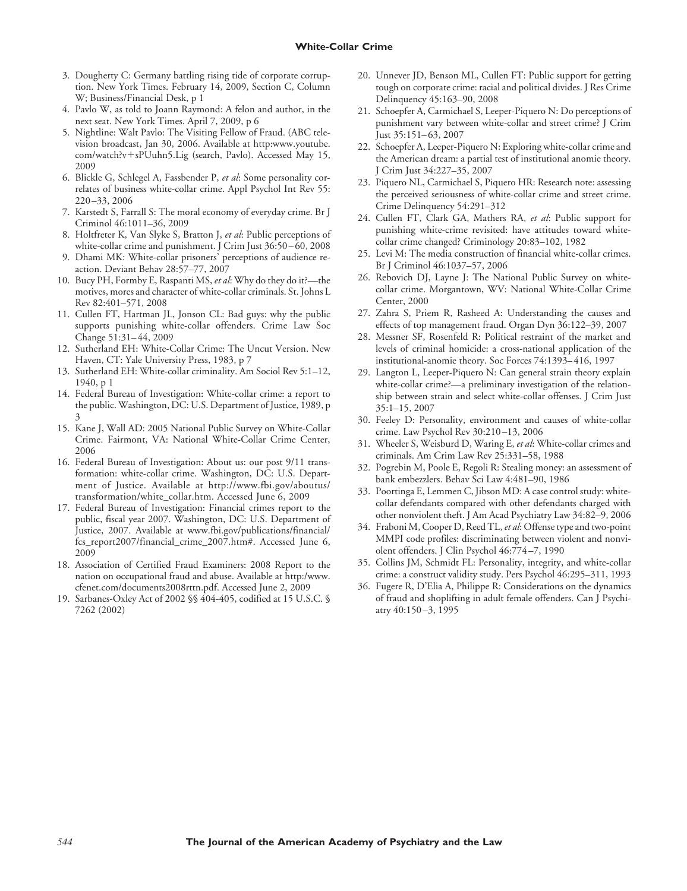3. Dougherty C: Germany battling rising tide of corporate corruption. New York Times. February 14, 2009, Section C, Column W; Business/Financial Desk, p 1
4. Pavlo W, as told to Joann Raymond: A felon and author, in the next seat. New York Times. April 7, 2009, p 6
5. Nightline: Walt Pavlo: The Visiting Fellow of Fraud. (ABC television broadcast, Jan 30, 2006. Available at http:www.youtube.com/watch?v+sPUuhn5.Lig (search, Pavlo). Accessed May 15, 2009
6. Blickle G, Schlegel A, Fassbender P, *et al*: Some personality correlates of business white-collar crime. Appl Psychol Int Rev 55: 220–33, 2006
7. Karstedt S, Farrall S: The moral economy of everyday crime. Br J Criminol 46:1011–36, 2009
8. Holtfreter K, Van Slyke S, Bratton J, *et al*: Public perceptions of white-collar crime and punishment. J Crim Just 36:50–60, 2008
9. Dhami MK: White-collar prisoners' perceptions of audience reaction. Deviant Behav 28:57–77, 2007
10. Bucy PH, Formby E, Raspanti MS, *et al*: Why do they do it?—the motives, mores and character of white-collar criminals. St. Johns L Rev 82:401–571, 2008
11. Cullen FT, Hartman JL, Jonson CL: Bad guys: why the public supports punishing white-collar offenders. Crime Law Soc Change 51:31–44, 2009
12. Sutherland EH: White-Collar Crime: The Uncut Version. New Haven, CT: Yale University Press, 1983, p 7
13. Sutherland EH: White-collar criminality. Am Sociol Rev 5:1–12, 1940, p 1
14. Federal Bureau of Investigation: White-collar crime: a report to the public. Washington, DC: U.S. Department of Justice, 1989, p 3
15. Kane J, Wall AD: 2005 National Public Survey on White-Collar Crime. Fairmont, VA: National White-Collar Crime Center, 2006
16. Federal Bureau of Investigation: About us: our post 9/11 transformation: white-collar crime. Washington, DC: U.S. Department of Justice. Available at http://www.fbi.gov/aboutus/transformation/white_collar.htm. Accessed June 6, 2009
17. Federal Bureau of Investigation: Financial crimes report to the public, fiscal year 2007. Washington, DC: U.S. Department of Justice, 2007. Available at www.fbi.gov/publications/financial/fcs_report2007/financial_crime_2007.htm#. Accessed June 6, 2009
18. Association of Certified Fraud Examiners: 2008 Report to the nation on occupational fraud and abuse. Available at http:/www.cfenet.com/documents2008rttn.pdf. Accessed June 2, 2009
19. Sarbanes-Oxley Act of 2002 §§ 404-405, codified at 15 U.S.C. § 7262 (2002)
20. Unnever JD, Benson ML, Cullen FT: Public support for getting tough on corporate crime: racial and political divides. J Res Crime Delinquency 45:163–90, 2008
21. Schoepfer A, Carmichael S, Leeper-Piquero N: Do perceptions of punishment vary between white-collar and street crime? J Crim Just 35:151–63, 2007
22. Schoepfer A, Leeper-Piquero N: Exploring white-collar crime and the American dream: a partial test of institutional anomie theory. J Crim Just 34:227–35, 2007
23. Piquero NL, Carmichael S, Piquero HR: Research note: assessing the perceived seriousness of white-collar crime and street crime. Crime Delinquency 54:291–312
24. Cullen FT, Clark GA, Mathers RA, *et al*: Public support for punishing white-crime revisited: have attitudes toward white-collar crime changed? Criminology 20:83–102, 1982
25. Levi M: The media construction of financial white-collar crimes. Br J Criminol 46:1037–57, 2006
26. Rebovich DJ, Layne J: The National Public Survey on white-collar crime. Morgantown, WV: National White-Collar Crime Center, 2000
27. Zahra S, Priem R, Rasheed A: Understanding the causes and effects of top management fraud. Organ Dyn 36:122–39, 2007
28. Messner SF, Rosenfeld R: Political restraint of the market and levels of criminal homicide: a cross-national application of the institutional-anomie theory. Soc Forces 74:1393–416, 1997
29. Langton L, Leeper-Piquero N: Can general strain theory explain white-collar crime?—a preliminary investigation of the relationship between strain and select white-collar offenses. J Crim Just 35:1–15, 2007
30. Feeley D: Personality, environment and causes of white-collar crime. Law Psychol Rev 30:210–13, 2006
31. Wheeler S, Weisburd D, Waring E, *et al*: White-collar crimes and criminals. Am Crim Law Rev 25:331–58, 1988
32. Pogrebin M, Poole E, Regoli R: Stealing money: an assessment of bank embezzlers. Behav Sci Law 4:481–90, 1986
33. Poortinga E, Lemmen C, Jibson MD: A case control study: white-collar defendants compared with other defendants charged with other nonviolent theft. J Am Acad Psychiatry Law 34:82–9, 2006
34. Fraboni M, Cooper D, Reed TL, *et al*: Offense type and two-point MMPI code profiles: discriminating between violent and nonviolent offenders. J Clin Psychol 46:774–7, 1990
35. Collins JM, Schmidt FL: Personality, integrity, and white-collar crime: a construct validity study. Pers Psychol 46:295–311, 1993
36. Fugere R, D'Elia A, Philippe R: Considerations on the dynamics of fraud and shoplifting in adult female offenders. Can J Psychiatry 40:150–3, 1995